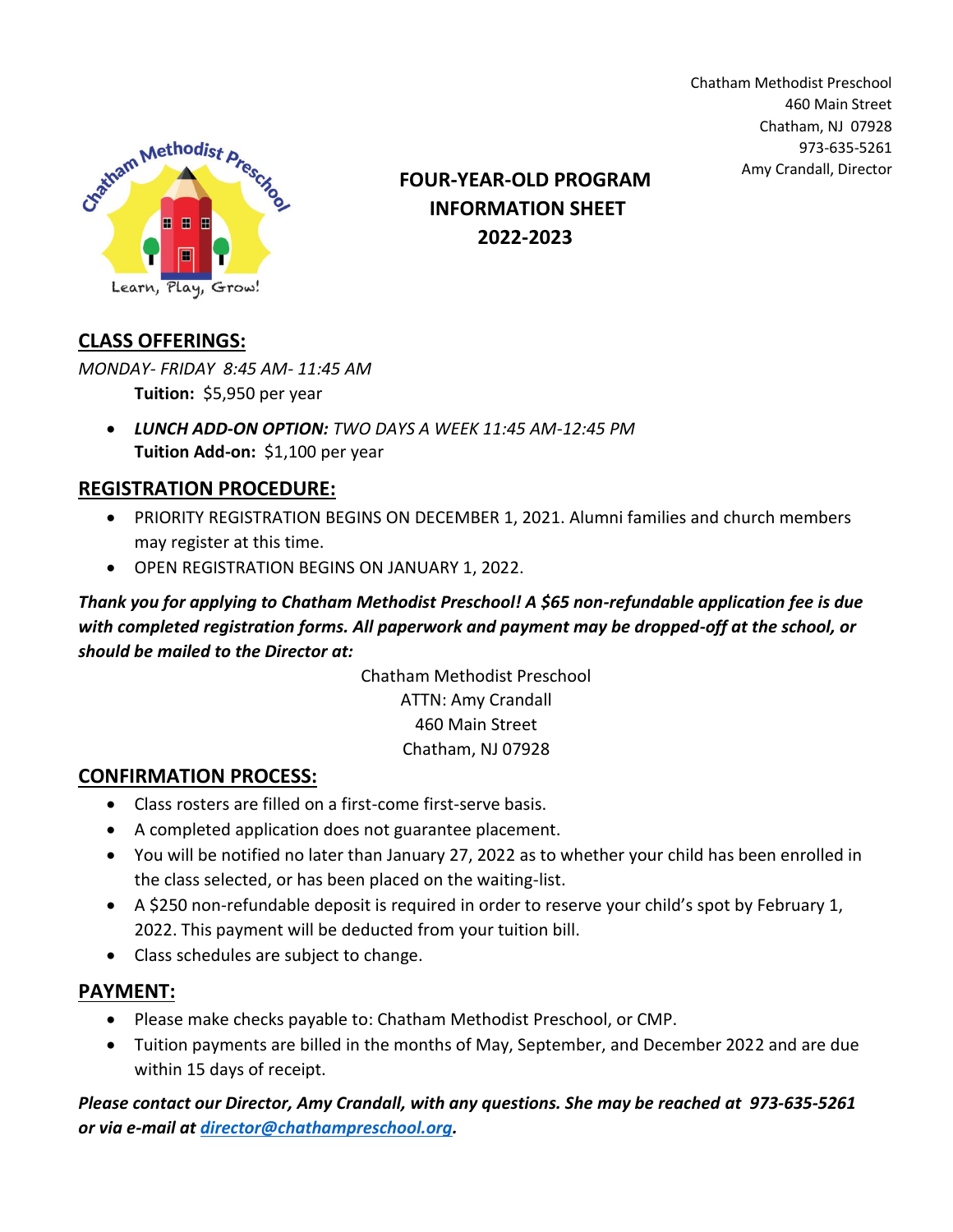Chatham Methodist Preschool
460 Main Street
Chatham, NJ 07928
973-635-5261
Amy Crandall, Director

# FOUR-YEAR-OLD PROGRAM INFORMATION SHEET 2022-2023

## CLASS OFFERINGS:

*MONDAY- FRIDAY 8:45 AM- 11:45 AM*

**Tuition:** $5,950 per year

- ***LUNCH ADD-ON OPTION:*** *TWO DAYS A WEEK 11:45 AM-12:45 PM*
  **Tuition Add-on:** $1,100 per year

## REGISTRATION PROCEDURE:

- PRIORITY REGISTRATION BEGINS ON DECEMBER 1, 2021. Alumni families and church members may register at this time.
- OPEN REGISTRATION BEGINS ON JANUARY 1, 2022.

***Thank you for applying to Chatham Methodist Preschool! A $65 non-refundable application fee is due with completed registration forms. All paperwork and payment may be dropped-off at the school, or should be mailed to the Director at:***

Chatham Methodist Preschool
ATTN: Amy Crandall
460 Main Street
Chatham, NJ 07928

## CONFIRMATION PROCESS:

- Class rosters are filled on a first-come first-serve basis.
- A completed application does not guarantee placement.
- You will be notified no later than January 27, 2022 as to whether your child has been enrolled in the class selected, or has been placed on the waiting-list.
- A $250 non-refundable deposit is required in order to reserve your child's spot by February 1, 2022. This payment will be deducted from your tuition bill.
- Class schedules are subject to change.

## PAYMENT:

- Please make checks payable to: Chatham Methodist Preschool, or CMP.
- Tuition payments are billed in the months of May, September, and December 2022 and are due within 15 days of receipt.

***Please contact our Director, Amy Crandall, with any questions. She may be reached at 973-635-5261 or via e-mail at director@chathampreschool.org.***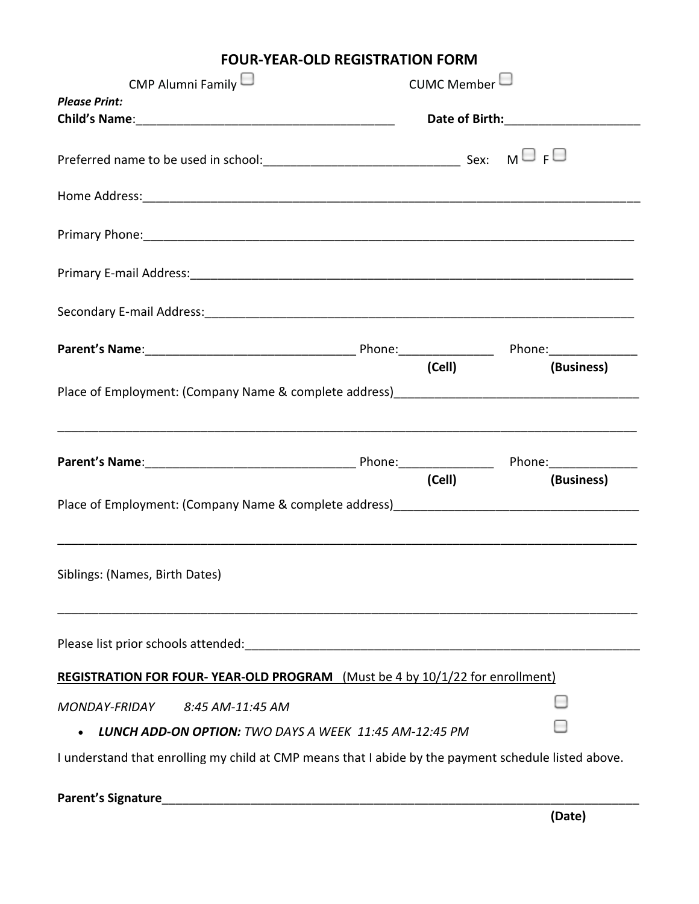# FOUR-YEAR-OLD REGISTRATION FORM

CMP Alumni Family ☐ CUMC Member ☐

***Please Print:***

**Child's Name**:______________________________________ **Date of Birth:**____________________

Preferred name to be used in school:_____________________________ Sex: M ☐ F ☐

Home Address:___________________________________________________________________________

Primary Phone:__________________________________________________________________________

Primary E-mail Address:_________________________________________________________________

Secondary E-mail Address:_______________________________________________________________

**Parent's Name**:_______________________________ Phone:______________ Phone:_____________
**(Cell)** **(Business)**

Place of Employment: (Company Name & complete address)____________________________________

_________________________________________________________________________________________

**Parent's Name**:_______________________________ Phone:______________ Phone:_____________
**(Cell)** **(Business)**

Place of Employment: (Company Name & complete address)____________________________________

_________________________________________________________________________________________

Siblings: (Names, Birth Dates)

_________________________________________________________________________________________

Please list prior schools attended:_______________________________________________________

**REGISTRATION FOR FOUR- YEAR-OLD PROGRAM** (Must be 4 by 10/1/22 for enrollment)

*MONDAY-FRIDAY 8:45 AM-11:45 AM* ☐

- ***LUNCH ADD-ON OPTION:*** *TWO DAYS A WEEK 11:45 AM-12:45 PM* ☐

I understand that enrolling my child at CMP means that I abide by the payment schedule listed above.

**Parent's Signature**___________________________________________________________________
**(Date)**